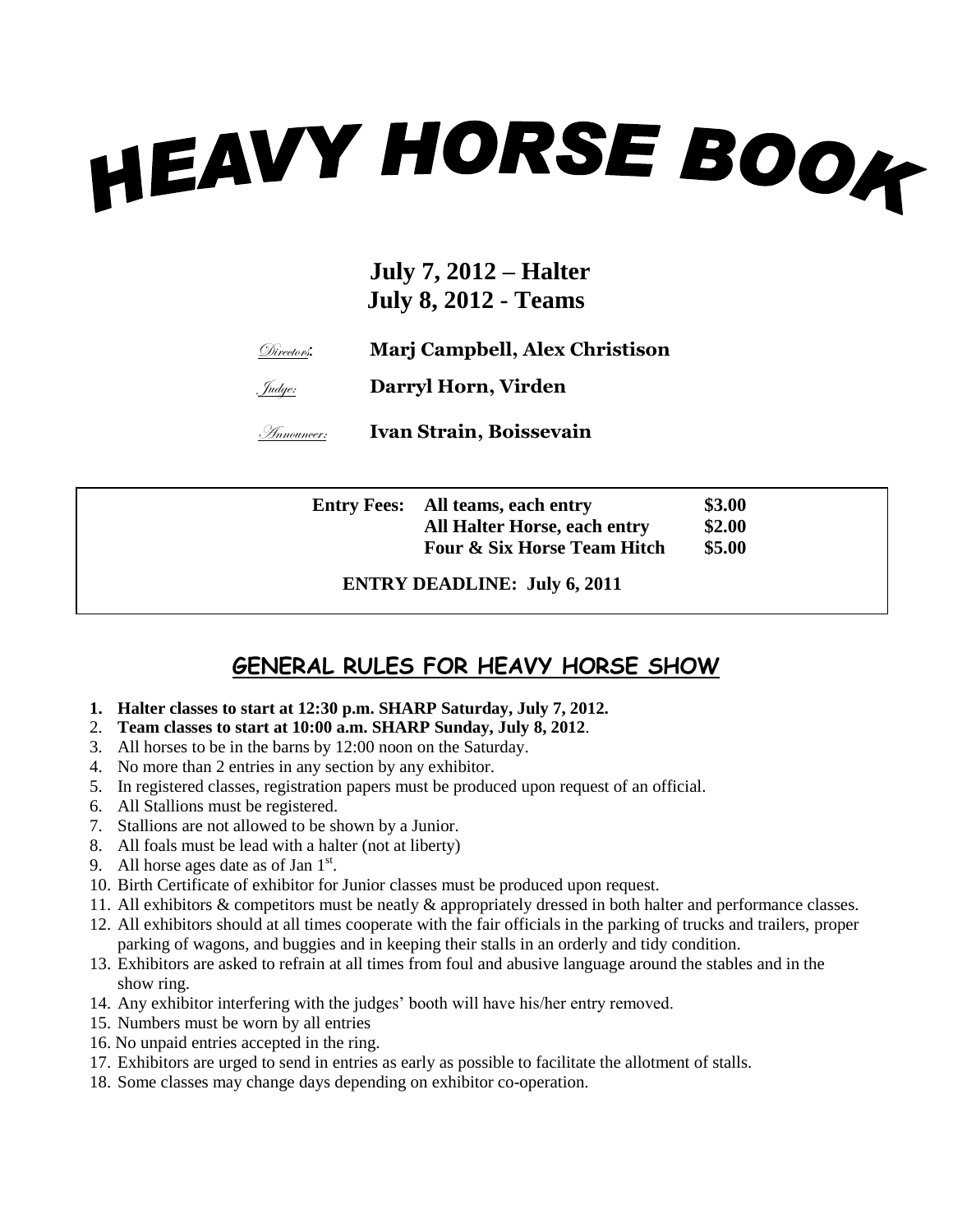# HEAVY HORSE BOOK

**July 7, 2012 – Halter**
**July 8, 2012 - Teams**

*Directors*: **Marj Campbell, Alex Christison**

*Judge:* **Darryl Horn, Virden**

*Announcer:* **Ivan Strain, Boissevain**

| | | |
|---|---|---|
| **Entry Fees:** | **All teams, each entry** | **$3.00** |
| | **All Halter Horse, each entry** | **$2.00** |
| | **Four & Six Horse Team Hitch** | **$5.00** |

**ENTRY DEADLINE: July 6, 2011**

## GENERAL RULES FOR HEAVY HORSE SHOW

1. **Halter classes to start at 12:30 p.m. SHARP Saturday, July 7, 2012.**
2. **Team classes to start at 10:00 a.m. SHARP Sunday, July 8, 2012**.
3. All horses to be in the barns by 12:00 noon on the Saturday.
4. No more than 2 entries in any section by any exhibitor.
5. In registered classes, registration papers must be produced upon request of an official.
6. All Stallions must be registered.
7. Stallions are not allowed to be shown by a Junior.
8. All foals must be lead with a halter (not at liberty)
9. All horse ages date as of Jan 1st.
10. Birth Certificate of exhibitor for Junior classes must be produced upon request.
11. All exhibitors & competitors must be neatly & appropriately dressed in both halter and performance classes.
12. All exhibitors should at all times cooperate with the fair officials in the parking of trucks and trailers, proper parking of wagons, and buggies and in keeping their stalls in an orderly and tidy condition.
13. Exhibitors are asked to refrain at all times from foul and abusive language around the stables and in the show ring.
14. Any exhibitor interfering with the judges' booth will have his/her entry removed.
15. Numbers must be worn by all entries
16. No unpaid entries accepted in the ring.
17. Exhibitors are urged to send in entries as early as possible to facilitate the allotment of stalls.
18. Some classes may change days depending on exhibitor co-operation.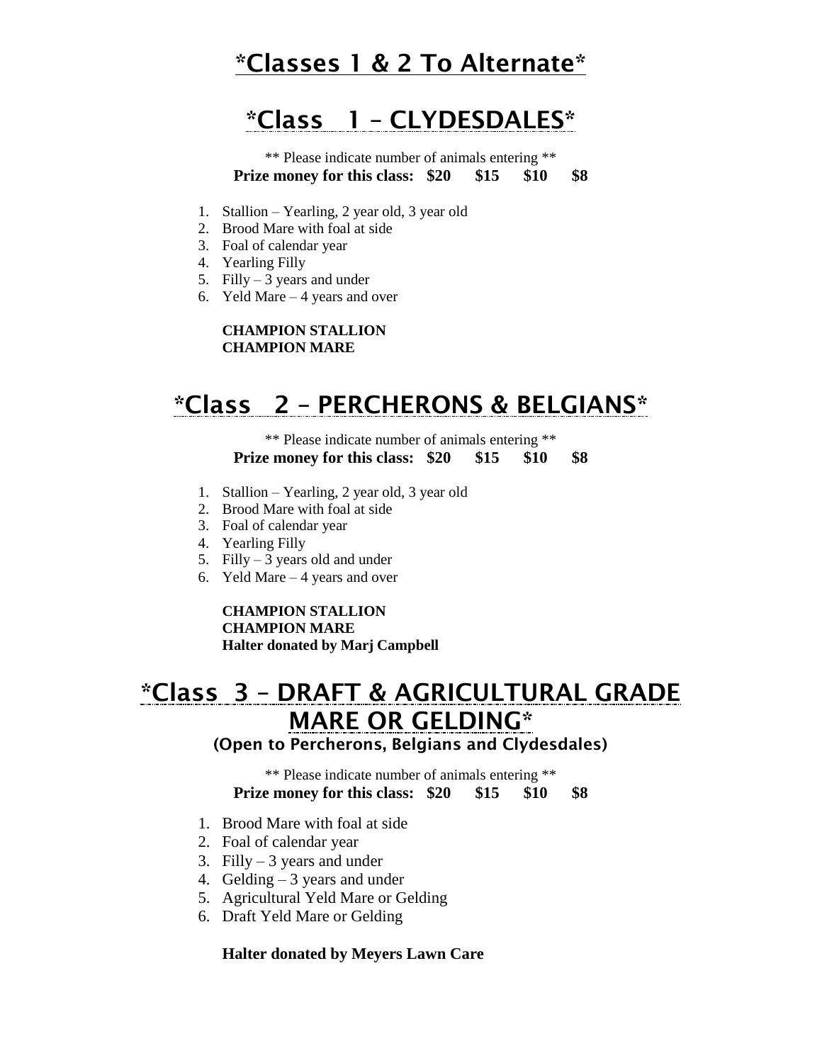# *Classes 1 & 2 To Alternate*

## *Class 1 – CLYDESDALES*

** Please indicate number of animals entering **

**Prize money for this class: $20 $15 $10 $8**

1. Stallion – Yearling, 2 year old, 3 year old
2. Brood Mare with foal at side
3. Foal of calendar year
4. Yearling Filly
5. Filly – 3 years and under
6. Yeld Mare – 4 years and over

**CHAMPION STALLION**
**CHAMPION MARE**

## *Class 2 – PERCHERONS & BELGIANS*

** Please indicate number of animals entering **

**Prize money for this class: $20 $15 $10 $8**

1. Stallion – Yearling, 2 year old, 3 year old
2. Brood Mare with foal at side
3. Foal of calendar year
4. Yearling Filly
5. Filly – 3 years old and under
6. Yeld Mare – 4 years and over

**CHAMPION STALLION**
**CHAMPION MARE**
**Halter donated by Marj Campbell**

## *Class 3 – DRAFT & AGRICULTURAL GRADE MARE OR GELDING*

**(Open to Percherons, Belgians and Clydesdales)**

** Please indicate number of animals entering **

**Prize money for this class: $20 $15 $10 $8**

1. Brood Mare with foal at side
2. Foal of calendar year
3. Filly – 3 years and under
4. Gelding – 3 years and under
5. Agricultural Yeld Mare or Gelding
6. Draft Yeld Mare or Gelding

**Halter donated by Meyers Lawn Care**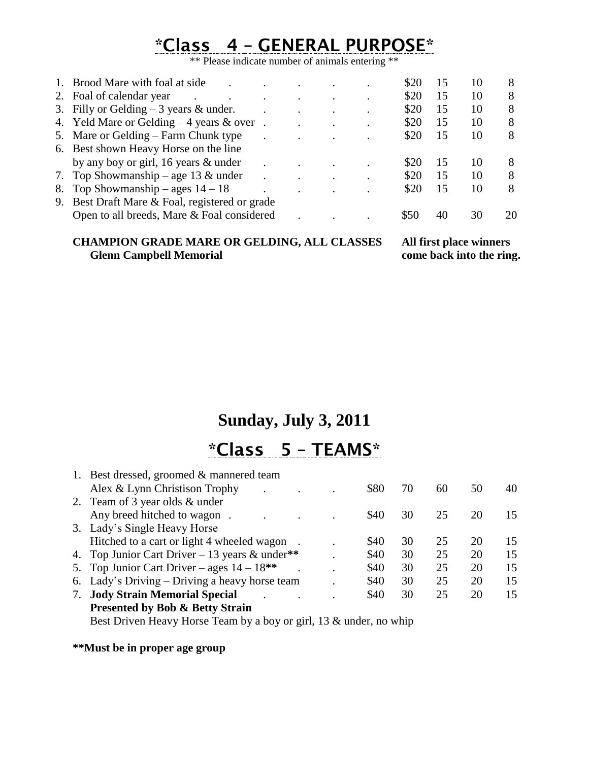# \*Class 4 – GENERAL PURPOSE\*

\*\* Please indicate number of animals entering \*\*

| | | | | | |
|---|---|---|---|---|---|
| 1. | Brood Mare with foal at side | $20 | 15 | 10 | 8 |
| 2. | Foal of calendar year | $20 | 15 | 10 | 8 |
| 3. | Filly or Gelding – 3 years & under. | $20 | 15 | 10 | 8 |
| 4. | Yeld Mare or Gelding – 4 years & over | $20 | 15 | 10 | 8 |
| 5. | Mare or Gelding – Farm Chunk type | $20 | 15 | 10 | 8 |
| 6. | Best shown Heavy Horse on the line by any boy or girl, 16 years & under | $20 | 15 | 10 | 8 |
| 7. | Top Showmanship – age 13 & under | $20 | 15 | 10 | 8 |
| 8. | Top Showmanship – ages 14 – 18 | $20 | 15 | 10 | 8 |
| 9. | Best Draft Mare & Foal, registered or grade Open to all breeds, Mare & Foal considered | $50 | 40 | 30 | 20 |

**CHAMPION GRADE MARE OR GELDING, ALL CLASSES**
**Glenn Campbell Memorial**

**All first place winners come back into the ring.**

## Sunday, July 3, 2011

# \*Class 5 – TEAMS\*

| | | | | | | |
|---|---|---|---|---|---|---|
| 1. | Best dressed, groomed & mannered team Alex & Lynn Christison Trophy | $80 | 70 | 60 | 50 | 40 |
| 2. | Team of 3 year olds & under Any breed hitched to wagon | $40 | 30 | 25 | 20 | 15 |
| 3. | Lady's Single Heavy Horse Hitched to a cart or light 4 wheeled wagon | $40 | 30 | 25 | 20 | 15 |
| 4. | Top Junior Cart Driver – 13 years & under\*\* | $40 | 30 | 25 | 20 | 15 |
| 5. | Top Junior Cart Driver – ages 14 – 18\*\* | $40 | 30 | 25 | 20 | 15 |
| 6. | Lady's Driving – Driving a heavy horse team | $40 | 30 | 25 | 20 | 15 |
| 7. | **Jody Strain Memorial Special** **Presented by Bob & Betty Strain** Best Driven Heavy Horse Team by a boy or girl, 13 & under, no whip | $40 | 30 | 25 | 20 | 15 |

**\*\*Must be in proper age group**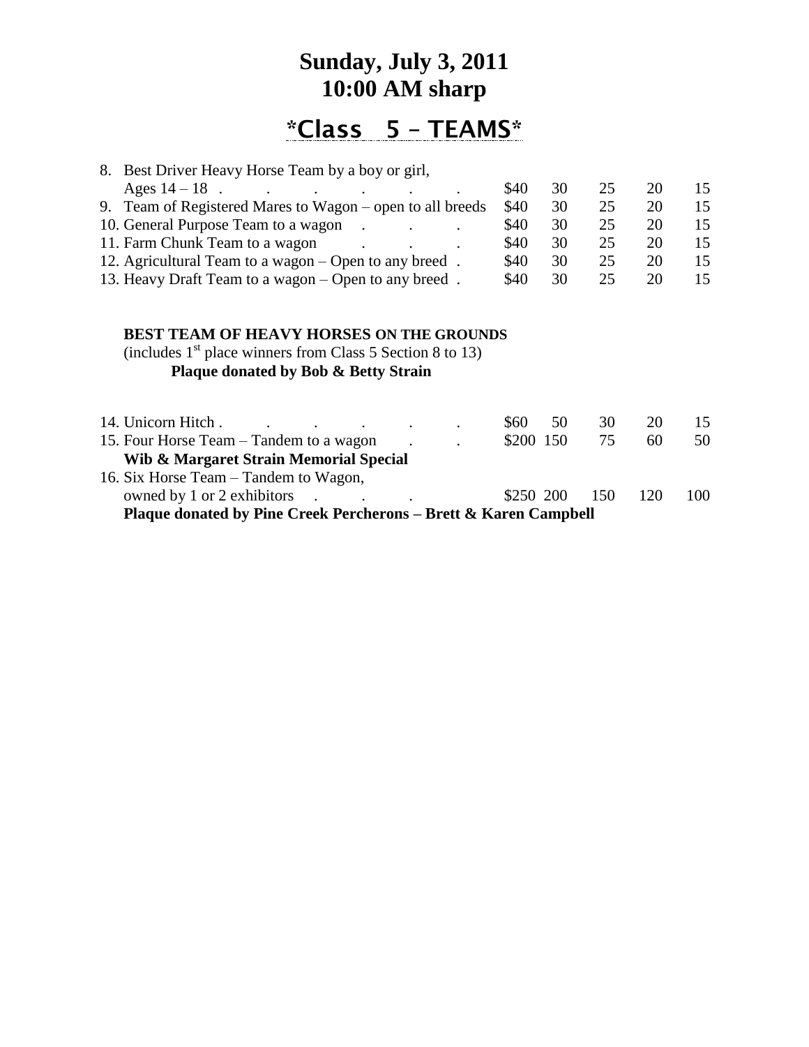# Sunday, July 3, 2011
# 10:00 AM sharp

## *Class 5 – TEAMS*

| | | | | | |
|---|---|---|---|---|---|
| 8. Best Driver Heavy Horse Team by a boy or girl, Ages 14 – 18 | $40 | 30 | 25 | 20 | 15 |
| 9. Team of Registered Mares to Wagon – open to all breeds | $40 | 30 | 25 | 20 | 15 |
| 10. General Purpose Team to a wagon | $40 | 30 | 25 | 20 | 15 |
| 11. Farm Chunk Team to a wagon | $40 | 30 | 25 | 20 | 15 |
| 12. Agricultural Team to a wagon – Open to any breed | $40 | 30 | 25 | 20 | 15 |
| 13. Heavy Draft Team to a wagon – Open to any breed | $40 | 30 | 25 | 20 | 15 |

**BEST TEAM OF HEAVY HORSES ON THE GROUNDS**
(includes 1st place winners from Class 5 Section 8 to 13)
**Plaque donated by Bob & Betty Strain**

| | | | | | |
|---|---|---|---|---|---|
| 14. Unicorn Hitch | $60 | 50 | 30 | 20 | 15 |
| 15. Four Horse Team – Tandem to a wagon | $200 | 150 | 75 | 60 | 50 |
| **Wib & Margaret Strain Memorial Special** | | | | | |
| 16. Six Horse Team – Tandem to Wagon, owned by 1 or 2 exhibitors | $250 | 200 | 150 | 120 | 100 |
| **Plaque donated by Pine Creek Percherons – Brett & Karen Campbell** | | | | | |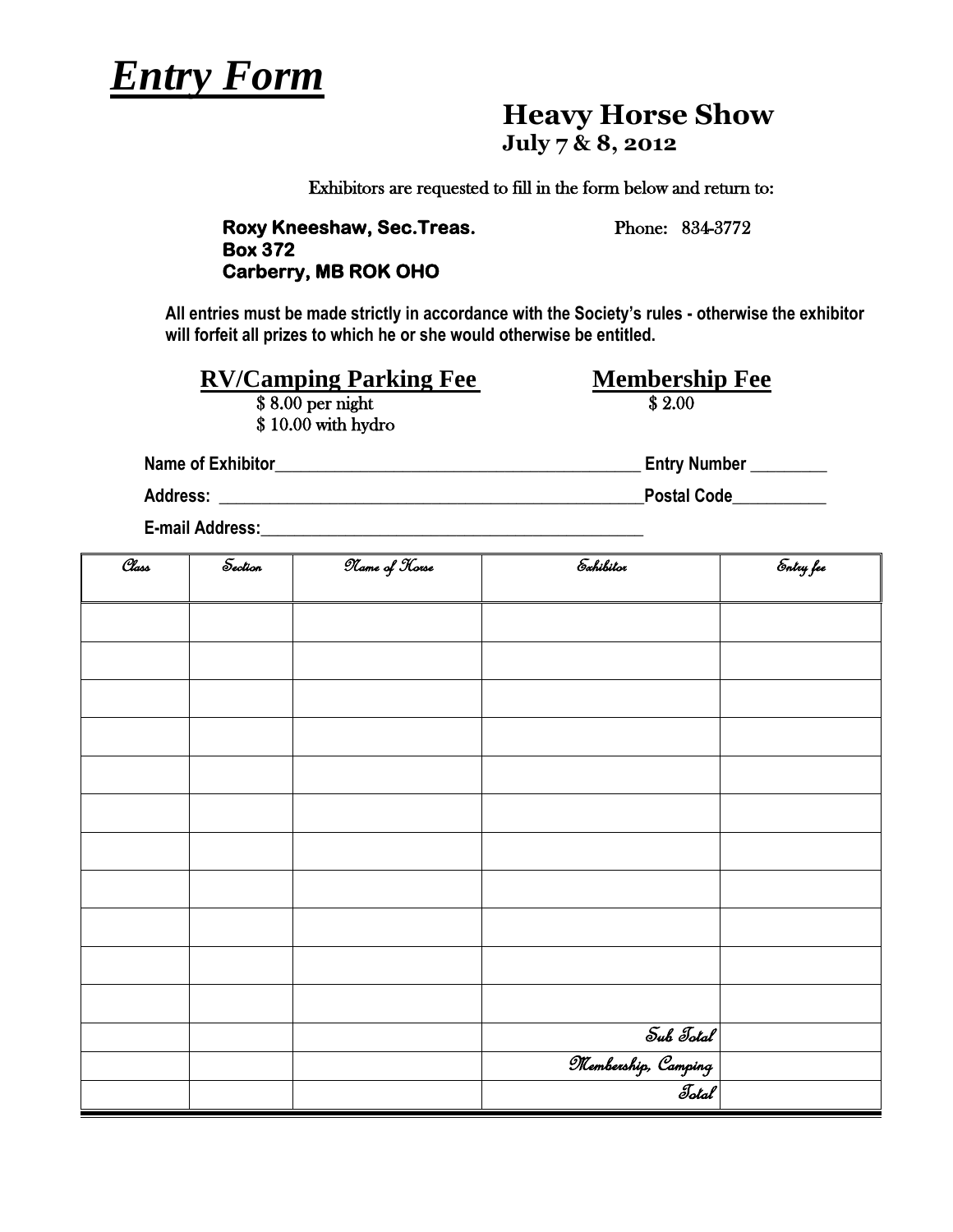# ***Entry Form***

## Heavy Horse Show
**July 7 & 8, 2012**

Exhibitors are requested to fill in the form below and return to:

**Roxy Kneeshaw, Sec.Treas.** Phone: 834-3772
**Box 372**
**Carberry, MB ROK OHO**

**All entries must be made strictly in accordance with the Society's rules - otherwise the exhibitor will forfeit all prizes to which he or she would otherwise be entitled.**

**RV/Camping Parking Fee**
$ 8.00 per night
$ 10.00 with hydro

**Membership Fee**
$ 2.00

**Name of Exhibitor**\_\_\_\_\_\_\_\_\_\_\_\_\_\_\_\_\_\_\_\_\_\_\_\_\_\_\_\_\_\_\_\_\_\_\_\_\_\_\_\_ **Entry Number** \_\_\_\_\_\_\_\_\_

**Address:** \_\_\_\_\_\_\_\_\_\_\_\_\_\_\_\_\_\_\_\_\_\_\_\_\_\_\_\_\_\_\_\_\_\_\_\_\_\_\_\_\_\_\_\_\_\_\_\_**Postal Code**\_\_\_\_\_\_\_\_\_\_\_

**E-mail Address:**\_\_\_\_\_\_\_\_\_\_\_\_\_\_\_\_\_\_\_\_\_\_\_\_\_\_\_\_\_\_\_\_\_\_\_\_\_\_\_\_\_\_\_\_

| Class | Section | Name of Horse | Exhibitor | Entry fee |
|---|---|---|---|---|
| | | | | |
| | | | | |
| | | | | |
| | | | | |
| | | | | |
| | | | | |
| | | | | |
| | | | | |
| | | | | |
| | | | | |
| | | | | |
| | | | Sub Total | |
| | | | Membership, Camping | |
| | | | Total | |